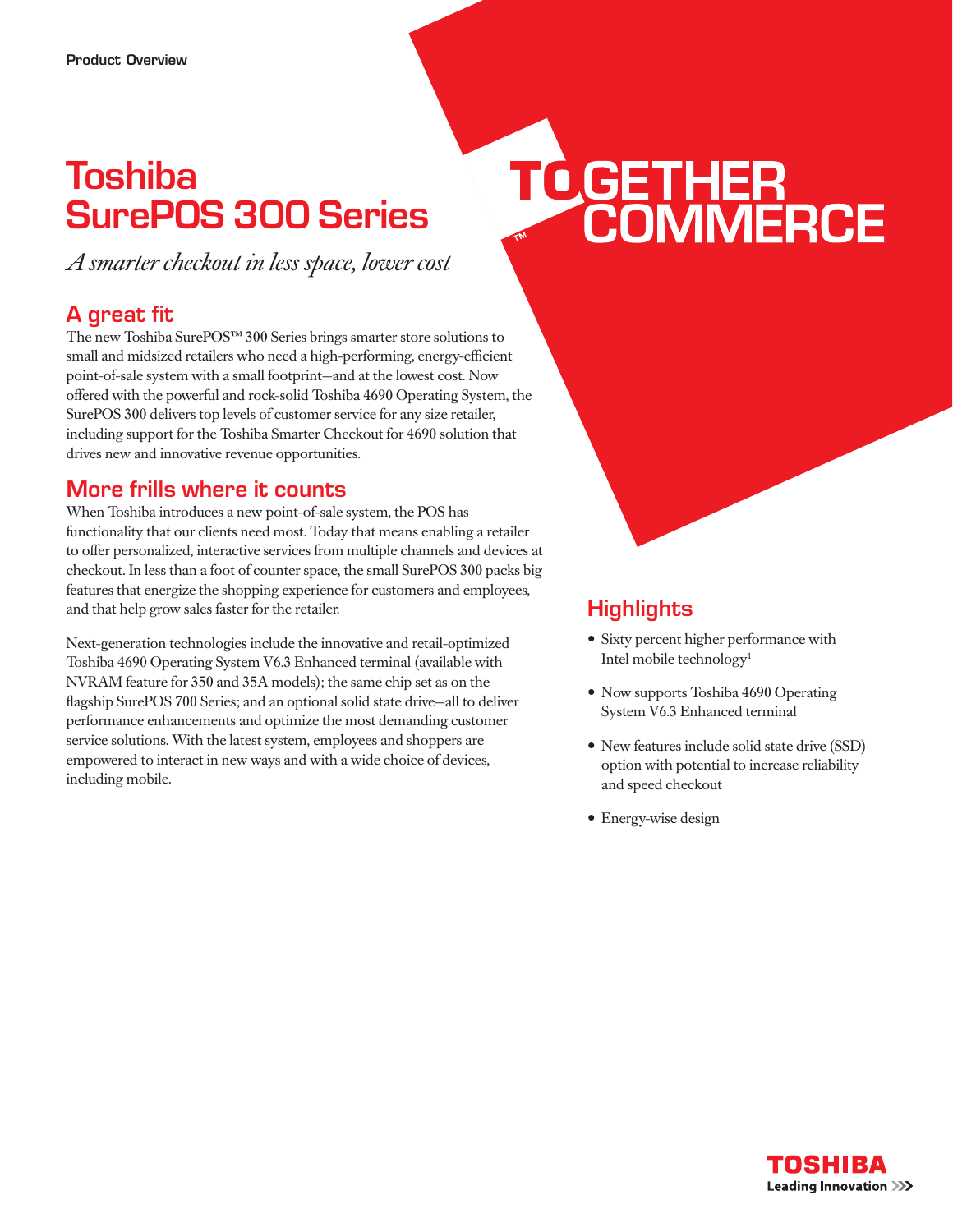Product Overview

# Toshiba SurePOS 300 Series

*A smarter checkout in less space, lower cost*

TOGETHER COMMERCE™

## A great fit

The new Toshiba SurePOS™ 300 Series brings smarter store solutions to small and midsized retailers who need a high-performing, energy-efficient point-of-sale system with a small footprint—and at the lowest cost. Now offered with the powerful and rock-solid Toshiba 4690 Operating System, the SurePOS 300 delivers top levels of customer service for any size retailer, including support for the Toshiba Smarter Checkout for 4690 solution that drives new and innovative revenue opportunities.

## More frills where it counts

When Toshiba introduces a new point-of-sale system, the POS has functionality that our clients need most. Today that means enabling a retailer to offer personalized, interactive services from multiple channels and devices at checkout. In less than a foot of counter space, the small SurePOS 300 packs big features that energize the shopping experience for customers and employees, and that help grow sales faster for the retailer.

Next-generation technologies include the innovative and retail-optimized Toshiba 4690 Operating System V6.3 Enhanced terminal (available with NVRAM feature for 350 and 35A models); the same chip set as on the flagship SurePOS 700 Series; and an optional solid state drive—all to deliver performance enhancements and optimize the most demanding customer service solutions. With the latest system, employees and shoppers are empowered to interact in new ways and with a wide choice of devices, including mobile.

## Highlights

- Sixty percent higher performance with Intel mobile technology[1]
- Now supports Toshiba 4690 Operating System V6.3 Enhanced terminal
- New features include solid state drive (SSD) option with potential to increase reliability and speed checkout
- Energy-wise design

TOSHIBA
Leading Innovation >>>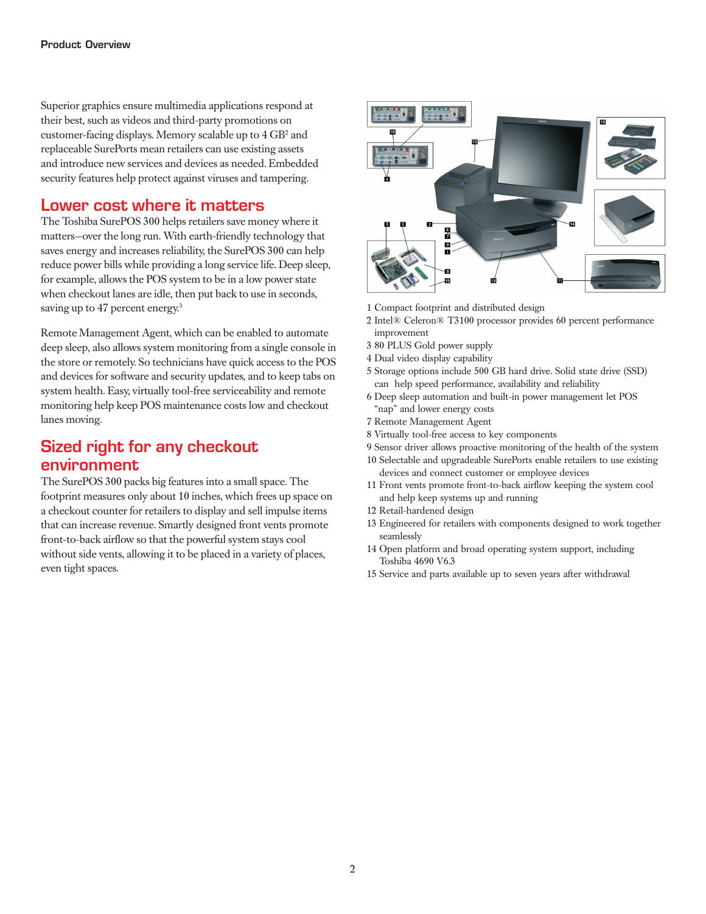Superior graphics ensure multimedia applications respond at their best, such as videos and third-party promotions on customer-facing displays. Memory scalable up to 4 GB[2] and replaceable SurePorts mean retailers can use existing assets and introduce new services and devices as needed. Embedded security features help protect against viruses and tampering.

## Lower cost where it matters

The Toshiba SurePOS 300 helps retailers save money where it matters—over the long run. With earth-friendly technology that saves energy and increases reliability, the SurePOS 300 can help reduce power bills while providing a long service life. Deep sleep, for example, allows the POS system to be in a low power state when checkout lanes are idle, then put back to use in seconds, saving up to 47 percent energy.[3]

Remote Management Agent, which can be enabled to automate deep sleep, also allows system monitoring from a single console in the store or remotely. So technicians have quick access to the POS and devices for software and security updates, and to keep tabs on system health. Easy, virtually tool-free serviceability and remote monitoring help keep POS maintenance costs low and checkout lanes moving.

## Sized right for any checkout environment

The SurePOS 300 packs big features into a small space. The footprint measures only about 10 inches, which frees up space on a checkout counter for retailers to display and sell impulse items that can increase revenue. Smartly designed front vents promote front-to-back airflow so that the powerful system stays cool without side vents, allowing it to be placed in a variety of places, even tight spaces.

1 Compact footprint and distributed design
2 Intel® Celeron® T3100 processor provides 60 percent performance improvement
3 80 PLUS Gold power supply
4 Dual video display capability
5 Storage options include 500 GB hard drive. Solid state drive (SSD) can help speed performance, availability and reliability
6 Deep sleep automation and built-in power management let POS "nap" and lower energy costs
7 Remote Management Agent
8 Virtually tool-free access to key components
9 Sensor driver allows proactive monitoring of the health of the system
10 Selectable and upgradeable SurePorts enable retailers to use existing devices and connect customer or employee devices
11 Front vents promote front-to-back airflow keeping the system cool and help keep systems up and running
12 Retail-hardened design
13 Engineered for retailers with components designed to work together seamlessly
14 Open platform and broad operating system support, including Toshiba 4690 V6.3
15 Service and parts available up to seven years after withdrawal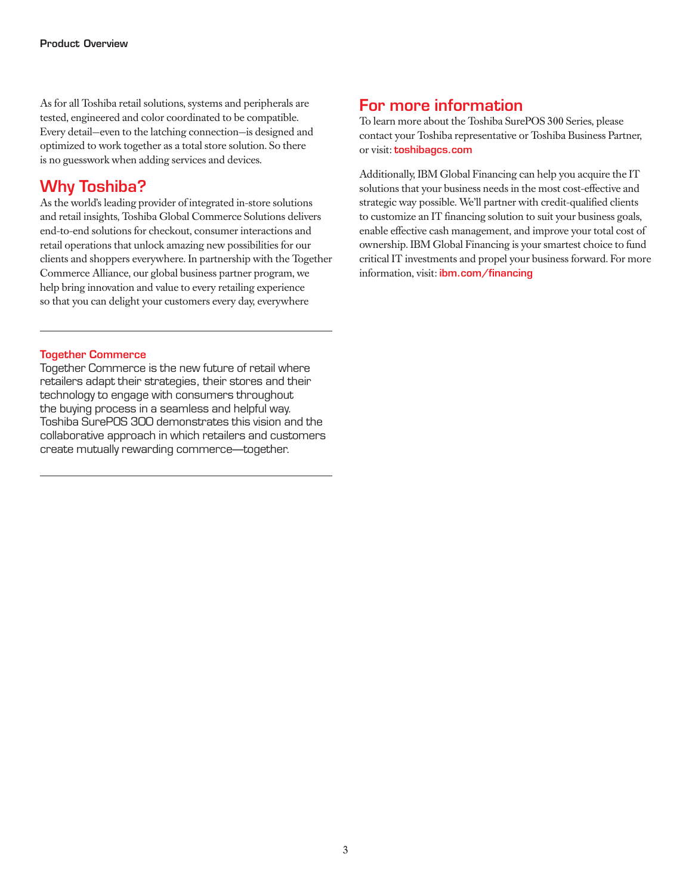As for all Toshiba retail solutions, systems and peripherals are tested, engineered and color coordinated to be compatible. Every detail—even to the latching connection—is designed and optimized to work together as a total store solution. So there is no guesswork when adding services and devices.

## Why Toshiba?

As the world's leading provider of integrated in-store solutions and retail insights, Toshiba Global Commerce Solutions delivers end-to-end solutions for checkout, consumer interactions and retail operations that unlock amazing new possibilities for our clients and shoppers everywhere. In partnership with the Together Commerce Alliance, our global business partner program, we help bring innovation and value to every retailing experience so that you can delight your customers every day, everywhere

---

### Together Commerce

Together Commerce is the new future of retail where retailers adapt their strategies, their stores and their technology to engage with consumers throughout the buying process in a seamless and helpful way. Toshiba SurePOS 300 demonstrates this vision and the collaborative approach in which retailers and customers create mutually rewarding commerce—together.

---

## For more information

To learn more about the Toshiba SurePOS 300 Series, please contact your Toshiba representative or Toshiba Business Partner, or visit: **toshibagcs.com**

Additionally, IBM Global Financing can help you acquire the IT solutions that your business needs in the most cost-effective and strategic way possible. We'll partner with credit-qualified clients to customize an IT financing solution to suit your business goals, enable effective cash management, and improve your total cost of ownership. IBM Global Financing is your smartest choice to fund critical IT investments and propel your business forward. For more information, visit: **ibm.com/financing**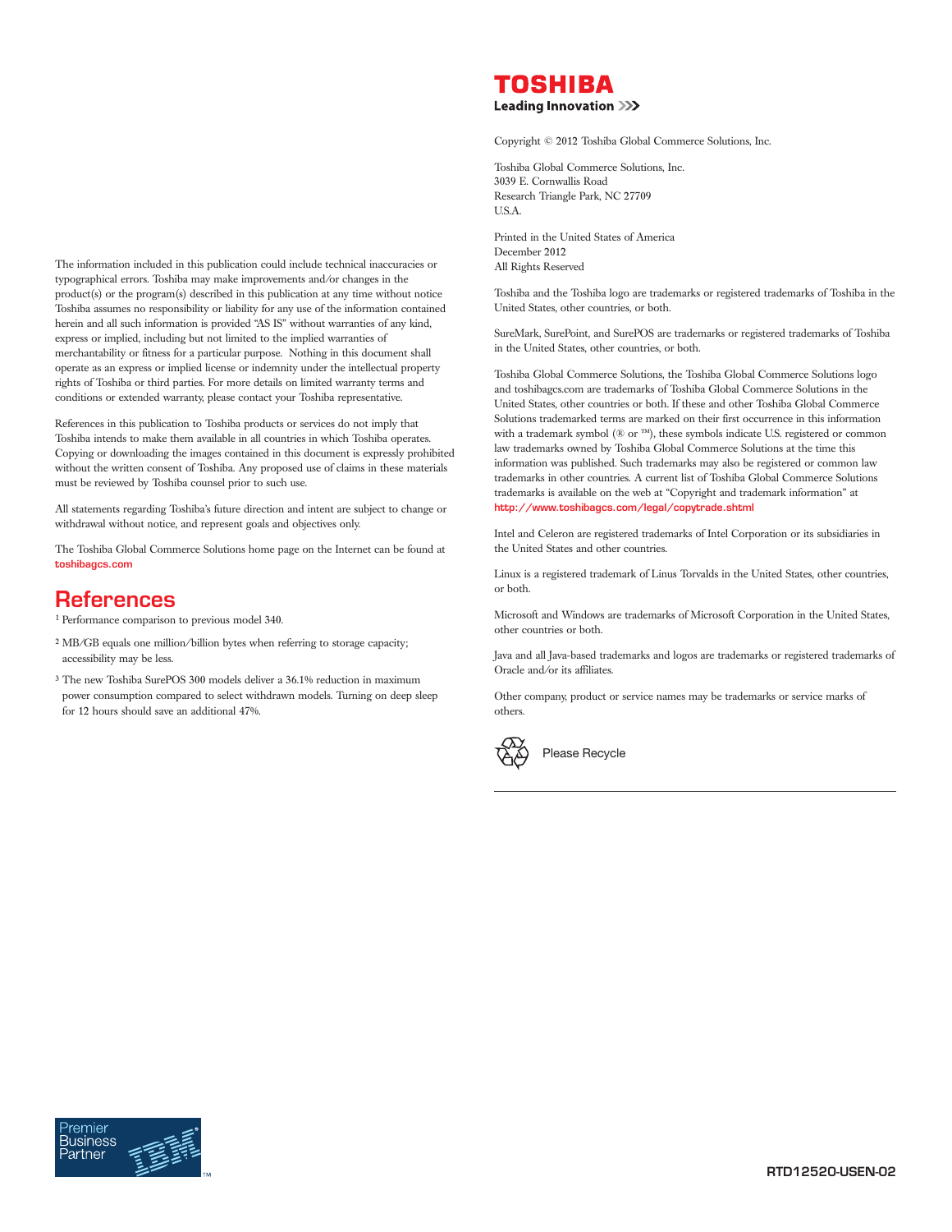The information included in this publication could include technical inaccuracies or typographical errors. Toshiba may make improvements and/or changes in the product(s) or the program(s) described in this publication at any time without notice Toshiba assumes no responsibility or liability for any use of the information contained herein and all such information is provided "AS IS" without warranties of any kind, express or implied, including but not limited to the implied warranties of merchantability or fitness for a particular purpose. Nothing in this document shall operate as an express or implied license or indemnity under the intellectual property rights of Toshiba or third parties. For more details on limited warranty terms and conditions or extended warranty, please contact your Toshiba representative.

References in this publication to Toshiba products or services do not imply that Toshiba intends to make them available in all countries in which Toshiba operates. Copying or downloading the images contained in this document is expressly prohibited without the written consent of Toshiba. Any proposed use of claims in these materials must be reviewed by Toshiba counsel prior to such use.

All statements regarding Toshiba's future direction and intent are subject to change or withdrawal without notice, and represent goals and objectives only.

The Toshiba Global Commerce Solutions home page on the Internet can be found at toshibagcs.com

# References

[1] Performance comparison to previous model 340.

[2] MB/GB equals one million/billion bytes when referring to storage capacity; accessibility may be less.

[3] The new Toshiba SurePOS 300 models deliver a 36.1% reduction in maximum power consumption compared to select withdrawn models. Turning on deep sleep for 12 hours should save an additional 47%.

**TOSHIBA**
Leading Innovation >>>

Copyright © 2012 Toshiba Global Commerce Solutions, Inc.

Toshiba Global Commerce Solutions, Inc.
3039 E. Cornwallis Road
Research Triangle Park, NC 27709
U.S.A.

Printed in the United States of America
December 2012
All Rights Reserved

Toshiba and the Toshiba logo are trademarks or registered trademarks of Toshiba in the United States, other countries, or both.

SureMark, SurePoint, and SurePOS are trademarks or registered trademarks of Toshiba in the United States, other countries, or both.

Toshiba Global Commerce Solutions, the Toshiba Global Commerce Solutions logo and toshibagcs.com are trademarks of Toshiba Global Commerce Solutions in the United States, other countries or both. If these and other Toshiba Global Commerce Solutions trademarked terms are marked on their first occurrence in this information with a trademark symbol (® or ™), these symbols indicate U.S. registered or common law trademarks owned by Toshiba Global Commerce Solutions at the time this information was published. Such trademarks may also be registered or common law trademarks in other countries. A current list of Toshiba Global Commerce Solutions trademarks is available on the web at "Copyright and trademark information" at http://www.toshibagcs.com/legal/copytrade.shtml

Intel and Celeron are registered trademarks of Intel Corporation or its subsidiaries in the United States and other countries.

Linux is a registered trademark of Linus Torvalds in the United States, other countries, or both.

Microsoft and Windows are trademarks of Microsoft Corporation in the United States, other countries or both.

Java and all Java-based trademarks and logos are trademarks or registered trademarks of Oracle and/or its affiliates.

Other company, product or service names may be trademarks or service marks of others.

Please Recycle

Premier Business Partner IBM

RTD12520-USEN-02